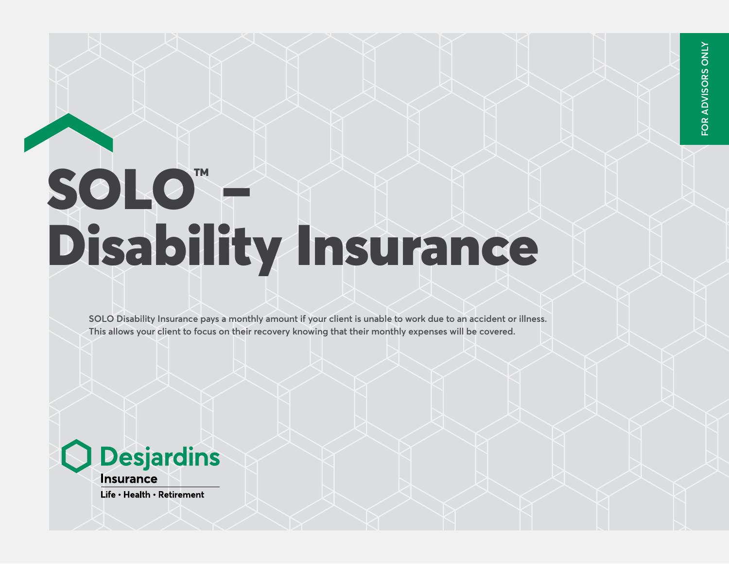FOR ADVISORS ONLY

# SOLO™ – Disability Insurance

SOLO Disability Insurance pays a monthly amount if your client is unable to work due to an accident or illness. This allows your client to focus on their recovery knowing that their monthly expenses will be covered.

Desjardins Insurance

Life • Health • Retirement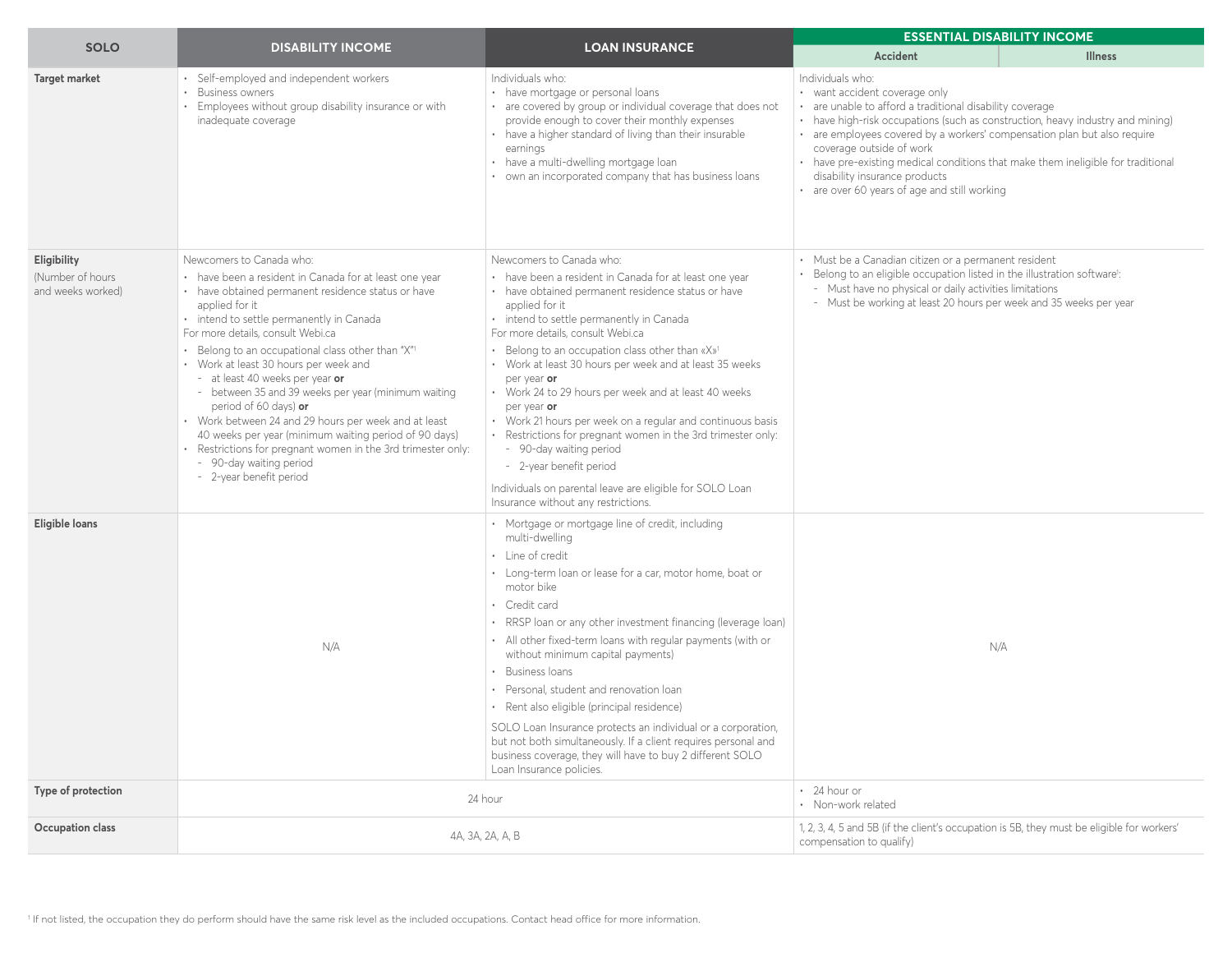| SOLO | DISABILITY INCOME | LOAN INSURANCE | ESSENTIAL DISABILITY INCOME | |
|---|---|---|---|---|
| | | | Accident | Illness |
| **Target market** | • Self-employed and independent workers<br>• Business owners<br>• Employees without group disability insurance or with inadequate coverage | Individuals who:<br>• have mortgage or personal loans<br>• are covered by group or individual coverage that does not provide enough to cover their monthly expenses<br>• have a higher standard of living than their insurable earnings<br>• have a multi-dwelling mortgage loan<br>• own an incorporated company that has business loans | Individuals who:<br>• want accident coverage only<br>• are unable to afford a traditional disability coverage<br>• have high-risk occupations (such as construction, heavy industry and mining)<br>• are employees covered by a workers' compensation plan but also require coverage outside of work<br>• have pre-existing medical conditions that make them ineligible for traditional disability insurance products<br>• are over 60 years of age and still working | |
| **Eligibility**<br>(Number of hours and weeks worked) | Newcomers to Canada who:<br>• have been a resident in Canada for at least one year<br>• have obtained permanent residence status or have applied for it<br>• intend to settle permanently in Canada<br>For more details, consult Webi.ca<br>• Belong to an occupational class other than "X"[1]<br>• Work at least 30 hours per week and<br>- at least 40 weeks per year **or**<br>- between 35 and 39 weeks per year (minimum waiting period of 60 days) **or**<br>• Work between 24 and 29 hours per week and at least 40 weeks per year (minimum waiting period of 90 days)<br>• Restrictions for pregnant women in the 3rd trimester only:<br>- 90-day waiting period<br>- 2-year benefit period | Newcomers to Canada who:<br>• have been a resident in Canada for at least one year<br>• have obtained permanent residence status or have applied for it<br>• intend to settle permanently in Canada<br>For more details, consult Webi.ca<br>• Belong to an occupation class other than «X»[1]<br>• Work at least 30 hours per week and at least 35 weeks per year **or**<br>• Work 24 to 29 hours per week and at least 40 weeks per year **or**<br>• Work 21 hours per week on a regular and continuous basis<br>• Restrictions for pregnant women in the 3rd trimester only:<br>- 90-day waiting period<br>- 2-year benefit period<br>Individuals on parental leave are eligible for SOLO Loan Insurance without any restrictions. | • Must be a Canadian citizen or a permanent resident<br>• Belong to an eligible occupation listed in the illustration software[1]:<br>- Must have no physical or daily activities limitations<br>- Must be working at least 20 hours per week and 35 weeks per year | |
| **Eligible loans** | N/A | • Mortgage or mortgage line of credit, including multi-dwelling<br>• Line of credit<br>• Long-term loan or lease for a car, motor home, boat or motor bike<br>• Credit card<br>• RRSP loan or any other investment financing (leverage loan)<br>• All other fixed-term loans with regular payments (with or without minimum capital payments)<br>• Business loans<br>• Personal, student and renovation loan<br>• Rent also eligible (principal residence)<br>SOLO Loan Insurance protects an individual or a corporation, but not both simultaneously. If a client requires personal and business coverage, they will have to buy 2 different SOLO Loan Insurance policies. | N/A | |
| **Type of protection** | 24 hour | | • 24 hour or<br>• Non-work related | |
| **Occupation class** | 4A, 3A, 2A, A, B | | 1, 2, 3, 4, 5 and 5B (if the client's occupation is 5B, they must be eligible for workers' compensation to qualify) | |

[1] If not listed, the occupation they do perform should have the same risk level as the included occupations. Contact head office for more information.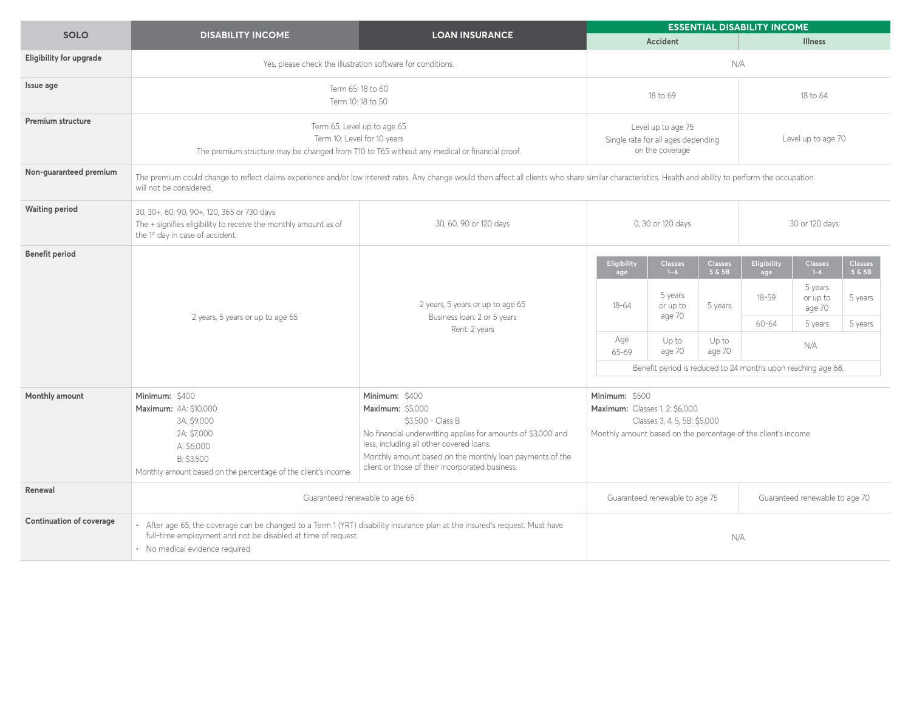| SOLO | DISABILITY INCOME | LOAN INSURANCE | ESSENTIAL DISABILITY INCOME | |
|---|---|---|---|---|
| | | | Accident | Illness |
| **Eligibility for upgrade** | Yes, please check the illustration software for conditions. | | N/A | |
| **Issue age** | Term 65: 18 to 60<br>Term 10: 18 to 50 | | 18 to 69 | 18 to 64 |
| **Premium structure** | Term 65: Level up to age 65<br>Term 10: Level for 10 years<br>The premium structure may be changed from T10 to T65 without any medical or financial proof. | | Level up to age 75<br>Single rate for all ages depending on the coverage | Level up to age 70 |
| **Non-guaranteed premium** | The premium could change to reflect claims experience and/or low interest rates. Any change would then affect all clients who share similar characteristics. Health and ability to perform the occupation will not be considered. | | | |
| **Waiting period** | 30, 30+, 60, 90, 90+, 120, 365 or 730 days<br>The + signifies eligibility to receive the monthly amount as of the 1st day in case of accident. | 30, 60, 90 or 120 days | 0, 30 or 120 days | 30 or 120 days |
| **Benefit period** | 2 years, 5 years or up to age 65 | 2 years, 5 years or up to age 65<br>Business loan: 2 or 5 years<br>Rent: 2 years | See table below | |
| **Monthly amount** | **Minimum:** $400<br>**Maximum:** 4A: $10,000<br>3A: $9,000<br>2A: $7,000<br>A: $6,000<br>B: $3,500<br>Monthly amount based on the percentage of the client's income. | **Minimum:** $400<br>**Maximum:** $5,000<br>$3,500 - Class B<br>No financial underwriting applies for amounts of $3,000 and less, including all other covered loans.<br>Monthly amount based on the monthly loan payments of the client or those of their incorporated business. | **Minimum:** $500<br>**Maximum:** Classes 1, 2: $6,000<br>Classes 3, 4, 5, 5B: $5,000<br>Monthly amount based on the percentage of the client's income. | |
| **Renewal** | Guaranteed renewable to age 65 | | Guaranteed renewable to age 75 | Guaranteed renewable to age 70 |
| **Continuation of coverage** | • After age 65, the coverage can be changed to a Term 1 (YRT) disability insurance plan at the insured's request. Must have full-time employment and not be disabled at time of request<br>• No medical evidence required | | N/A | |

Essential Disability Income – Benefit period:

| Accident: Eligibility age | Accident: Classes 1–4 | Accident: Classes 5 & 5B | Illness: Eligibility age | Illness: Classes 1–4 | Illness: Classes 5 & 5B |
|---|---|---|---|---|---|
| 18-64 | 5 years or up to age 70 | 5 years | 18-59 | 5 years or up to age 70 | 5 years |
| | | | 60-64 | 5 years | 5 years |
| Age 65-69 | Up to age 70 | Up to age 70 | N/A | | |
| Benefit period is reduced to 24 months upon reaching age 68. | | | | | |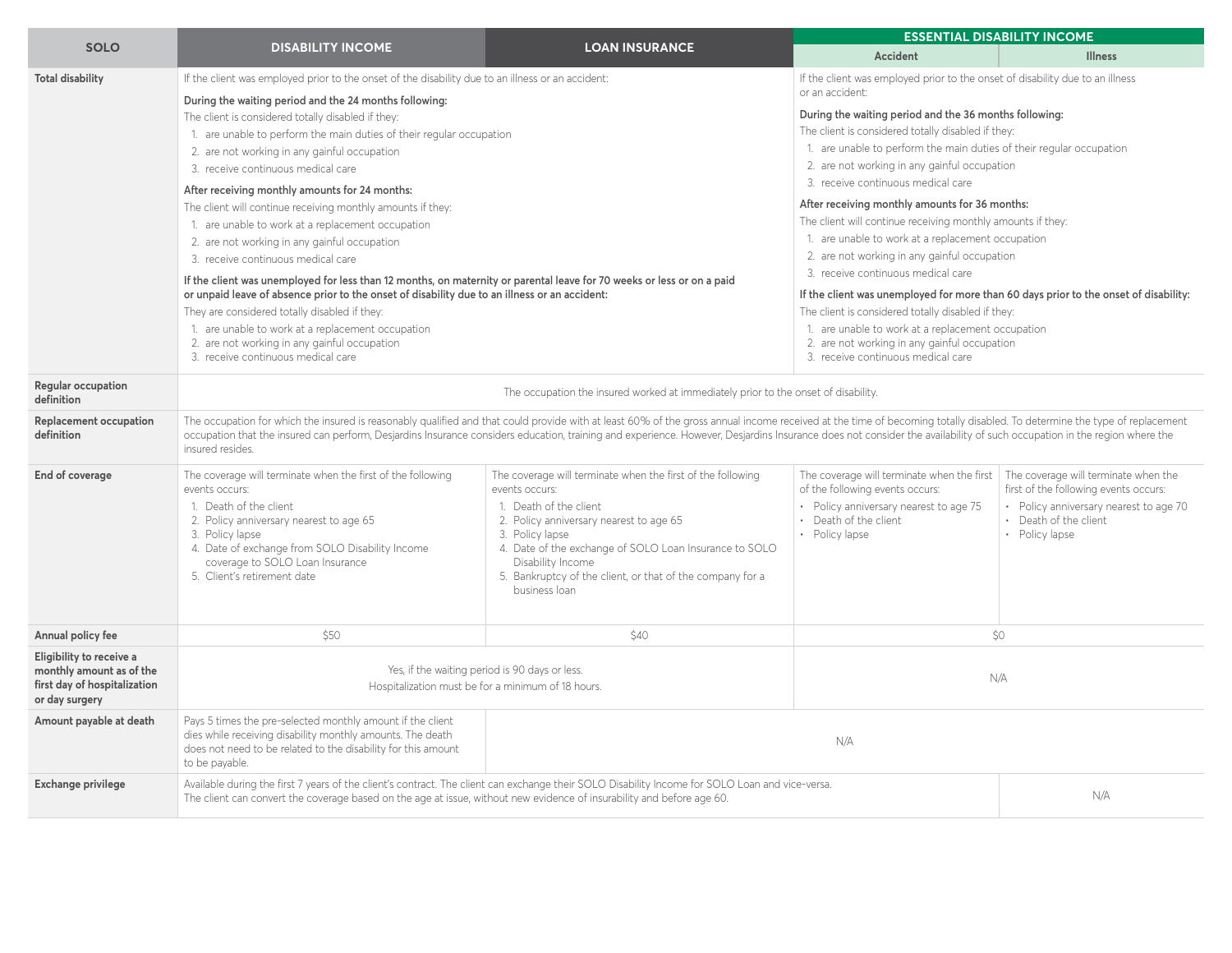| SOLO | DISABILITY INCOME | LOAN INSURANCE | ESSENTIAL DISABILITY INCOME | |
|---|---|---|---|---|
| | | | Accident | Illness |
| **Total disability** | If the client was employed prior to the onset of the disability due to an illness or an accident:<br><br>**During the waiting period and the 24 months following:**<br>The client is considered totally disabled if they:<br>1. are unable to perform the main duties of their regular occupation<br>2. are not working in any gainful occupation<br>3. receive continuous medical care<br><br>**After receiving monthly amounts for 24 months:**<br>The client will continue receiving monthly amounts if they:<br>1. are unable to work at a replacement occupation<br>2. are not working in any gainful occupation<br>3. receive continuous medical care<br><br>**If the client was unemployed for less than 12 months, on maternity or parental leave for 70 weeks or less or on a paid or unpaid leave of absence prior to the onset of disability due to an illness or an accident:**<br>They are considered totally disabled if they:<br>1. are unable to work at a replacement occupation<br>2. are not working in any gainful occupation<br>3. receive continuous medical care | | If the client was employed prior to the onset of disability due to an illness or an accident:<br><br>**During the waiting period and the 36 months following:**<br>The client is considered totally disabled if they:<br>1. are unable to perform the main duties of their regular occupation<br>2. are not working in any gainful occupation<br>3. receive continuous medical care<br><br>**After receiving monthly amounts for 36 months:**<br>The client will continue receiving monthly amounts if they:<br>1. are unable to work at a replacement occupation<br>2. are not working in any gainful occupation<br>3. receive continuous medical care<br><br>**If the client was unemployed for more than 60 days prior to the onset of disability:**<br>The client is considered totally disabled if they:<br>1. are unable to work at a replacement occupation<br>2. are not working in any gainful occupation<br>3. receive continuous medical care | |
| **Regular occupation definition** | The occupation the insured worked at immediately prior to the onset of disability. | | | |
| **Replacement occupation definition** | The occupation for which the insured is reasonably qualified and that could provide with at least 60% of the gross annual income received at the time of becoming totally disabled. To determine the type of replacement occupation that the insured can perform, Desjardins Insurance considers education, training and experience. However, Desjardins Insurance does not consider the availability of such occupation in the region where the insured resides. | | | |
| **End of coverage** | The coverage will terminate when the first of the following events occurs:<br>1. Death of the client<br>2. Policy anniversary nearest to age 65<br>3. Policy lapse<br>4. Date of exchange from SOLO Disability Income coverage to SOLO Loan Insurance<br>5. Client's retirement date | The coverage will terminate when the first of the following events occurs:<br>1. Death of the client<br>2. Policy anniversary nearest to age 65<br>3. Policy lapse<br>4. Date of the exchange of SOLO Loan Insurance to SOLO Disability Income<br>5. Bankruptcy of the client, or that of the company for a business loan | The coverage will terminate when the first of the following events occurs:<br>• Policy anniversary nearest to age 75<br>• Death of the client<br>• Policy lapse | The coverage will terminate when the first of the following events occurs:<br>• Policy anniversary nearest to age 70<br>• Death of the client<br>• Policy lapse |
| **Annual policy fee** | $50 | $40 | $0 | |
| **Eligibility to receive a monthly amount as of the first day of hospitalization or day surgery** | Yes, if the waiting period is 90 days or less.<br>Hospitalization must be for a minimum of 18 hours. | | N/A | |
| **Amount payable at death** | Pays 5 times the pre-selected monthly amount if the client dies while receiving disability monthly amounts. The death does not need to be related to the disability for this amount to be payable. | N/A | | |
| **Exchange privilege** | Available during the first 7 years of the client's contract. The client can exchange their SOLO Disability Income for SOLO Loan and vice-versa.<br>The client can convert the coverage based on the age at issue, without new evidence of insurability and before age 60. | | | N/A |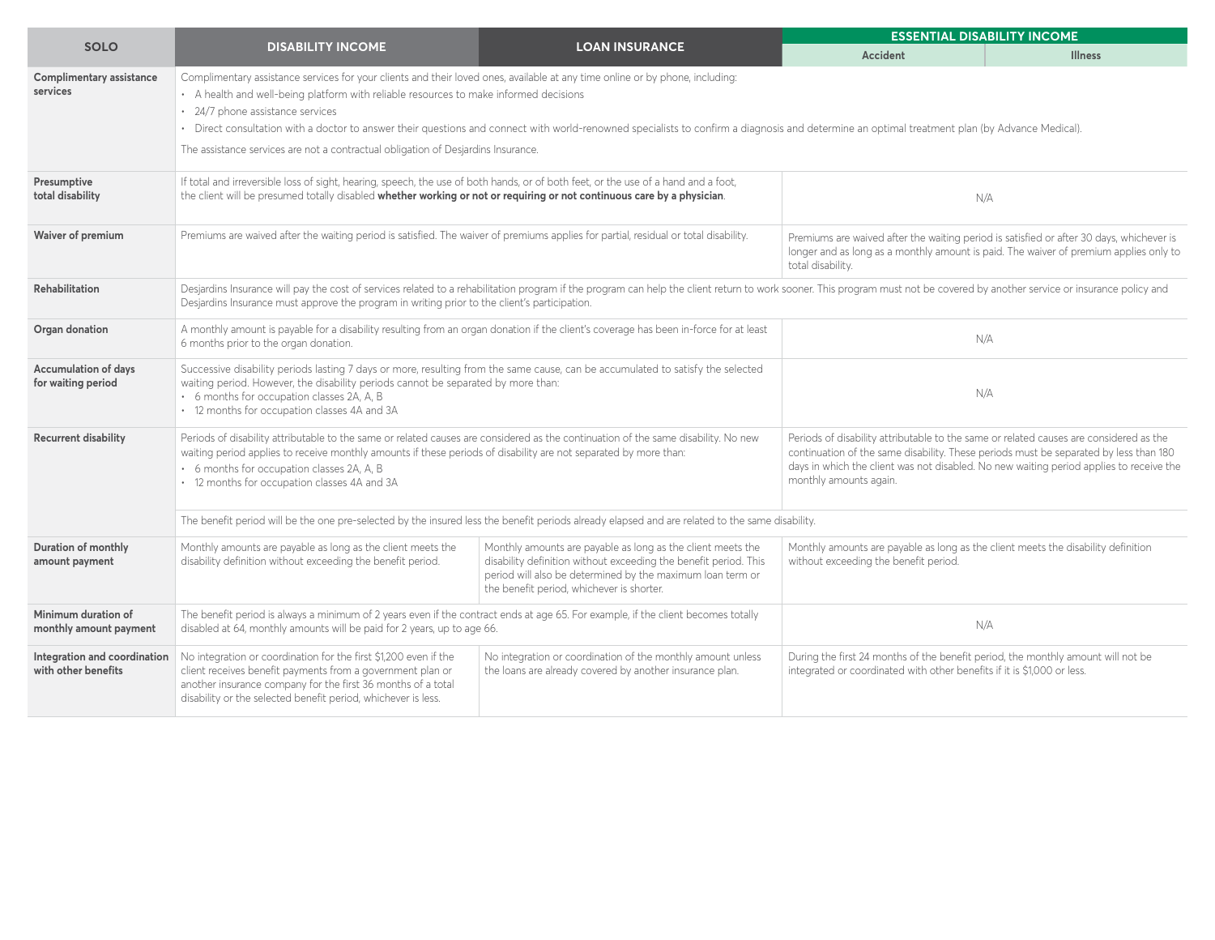| SOLO | DISABILITY INCOME | LOAN INSURANCE | ESSENTIAL DISABILITY INCOME | |
|---|---|---|---|---|
| | | | Accident | Illness |
| **Complimentary assistance services** | Complimentary assistance services for your clients and their loved ones, available at any time online or by phone, including:<br>• A health and well-being platform with reliable resources to make informed decisions<br>• 24/7 phone assistance services<br>• Direct consultation with a doctor to answer their questions and connect with world-renowned specialists to confirm a diagnosis and determine an optimal treatment plan (by Advance Medical).<br>The assistance services are not a contractual obligation of Desjardins Insurance. | | | |
| **Presumptive total disability** | If total and irreversible loss of sight, hearing, speech, the use of both hands, or of both feet, or the use of a hand and a foot, the client will be presumed totally disabled **whether working or not or requiring or not continuous care by a physician**. | | N/A | |
| **Waiver of premium** | Premiums are waived after the waiting period is satisfied. The waiver of premiums applies for partial, residual or total disability. | | Premiums are waived after the waiting period is satisfied or after 30 days, whichever is longer and as long as a monthly amount is paid. The waiver of premium applies only to total disability. | |
| **Rehabilitation** | Desjardins Insurance will pay the cost of services related to a rehabilitation program if the program can help the client return to work sooner. This program must not be covered by another service or insurance policy and Desjardins Insurance must approve the program in writing prior to the client's participation. | | | |
| **Organ donation** | A monthly amount is payable for a disability resulting from an organ donation if the client's coverage has been in-force for at least 6 months prior to the organ donation. | | N/A | |
| **Accumulation of days for waiting period** | Successive disability periods lasting 7 days or more, resulting from the same cause, can be accumulated to satisfy the selected waiting period. However, the disability periods cannot be separated by more than:<br>• 6 months for occupation classes 2A, A, B<br>• 12 months for occupation classes 4A and 3A | | N/A | |
| **Recurrent disability** | Periods of disability attributable to the same or related causes are considered as the continuation of the same disability. No new waiting period applies to receive monthly amounts if these periods of disability are not separated by more than:<br>• 6 months for occupation classes 2A, A, B<br>• 12 months for occupation classes 4A and 3A | | Periods of disability attributable to the same or related causes are considered as the continuation of the same disability. These periods must be separated by less than 180 days in which the client was not disabled. No new waiting period applies to receive the monthly amounts again. | |
| | The benefit period will be the one pre-selected by the insured less the benefit periods already elapsed and are related to the same disability. | | | |
| **Duration of monthly amount payment** | Monthly amounts are payable as long as the client meets the disability definition without exceeding the benefit period. | Monthly amounts are payable as long as the client meets the disability definition without exceeding the benefit period. This period will also be determined by the maximum loan term or the benefit period, whichever is shorter. | Monthly amounts are payable as long as the client meets the disability definition without exceeding the benefit period. | |
| **Minimum duration of monthly amount payment** | The benefit period is always a minimum of 2 years even if the contract ends at age 65. For example, if the client becomes totally disabled at 64, monthly amounts will be paid for 2 years, up to age 66. | | N/A | |
| **Integration and coordination with other benefits** | No integration or coordination for the first $1,200 even if the client receives benefit payments from a government plan or another insurance company for the first 36 months of a total disability or the selected benefit period, whichever is less. | No integration or coordination of the monthly amount unless the loans are already covered by another insurance plan. | During the first 24 months of the benefit period, the monthly amount will not be integrated or coordinated with other benefits if it is $1,000 or less. | |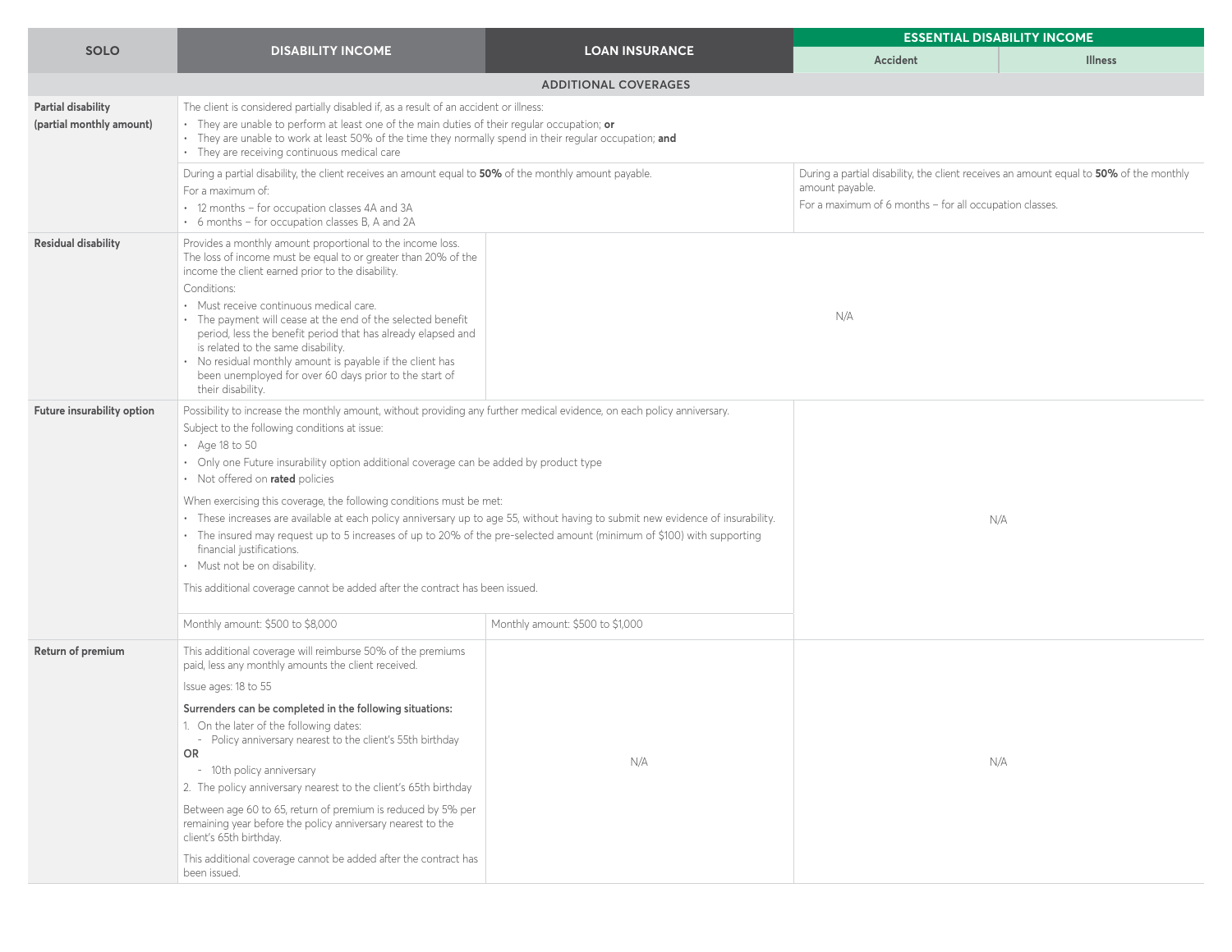| SOLO | DISABILITY INCOME | LOAN INSURANCE | ESSENTIAL DISABILITY INCOME | |
|---|---|---|---|---|
| | | | Accident | Illness |
| **ADDITIONAL COVERAGES** | | | | |
| **Partial disability (partial monthly amount)** | The client is considered partially disabled if, as a result of an accident or illness:<br>• They are unable to perform at least one of the main duties of their regular occupation; **or**<br>• They are unable to work at least 50% of the time they normally spend in their regular occupation; **and**<br>• They are receiving continuous medical care | | | |
| | During a partial disability, the client receives an amount equal to **50%** of the monthly amount payable.<br>For a maximum of:<br>• 12 months – for occupation classes 4A and 3A<br>• 6 months – for occupation classes B, A and 2A | | During a partial disability, the client receives an amount equal to **50%** of the monthly amount payable.<br>For a maximum of 6 months – for all occupation classes. | |
| **Residual disability** | Provides a monthly amount proportional to the income loss. The loss of income must be equal to or greater than 20% of the income the client earned prior to the disability.<br>Conditions:<br>• Must receive continuous medical care.<br>• The payment will cease at the end of the selected benefit period, less the benefit period that has already elapsed and is related to the same disability.<br>• No residual monthly amount is payable if the client has been unemployed for over 60 days prior to the start of their disability. | N/A | | |
| **Future insurability option** | Possibility to increase the monthly amount, without providing any further medical evidence, on each policy anniversary.<br>Subject to the following conditions at issue:<br>• Age 18 to 50<br>• Only one Future insurability option additional coverage can be added by product type<br>• Not offered on **rated** policies<br>When exercising this coverage, the following conditions must be met:<br>• These increases are available at each policy anniversary up to age 55, without having to submit new evidence of insurability.<br>• The insured may request up to 5 increases of up to 20% of the pre-selected amount (minimum of $100) with supporting financial justifications.<br>• Must not be on disability.<br>This additional coverage cannot be added after the contract has been issued. | | N/A | |
| | Monthly amount: $500 to $8,000 | Monthly amount: $500 to $1,000 | | |
| **Return of premium** | This additional coverage will reimburse 50% of the premiums paid, less any monthly amounts the client received.<br>Issue ages: 18 to 55<br>**Surrenders can be completed in the following situations:**<br>1. On the later of the following dates:<br>- Policy anniversary nearest to the client's 55th birthday<br>**OR**<br>- 10th policy anniversary<br>2. The policy anniversary nearest to the client's 65th birthday<br>Between age 60 to 65, return of premium is reduced by 5% per remaining year before the policy anniversary nearest to the client's 65th birthday.<br>This additional coverage cannot be added after the contract has been issued. | N/A | N/A | |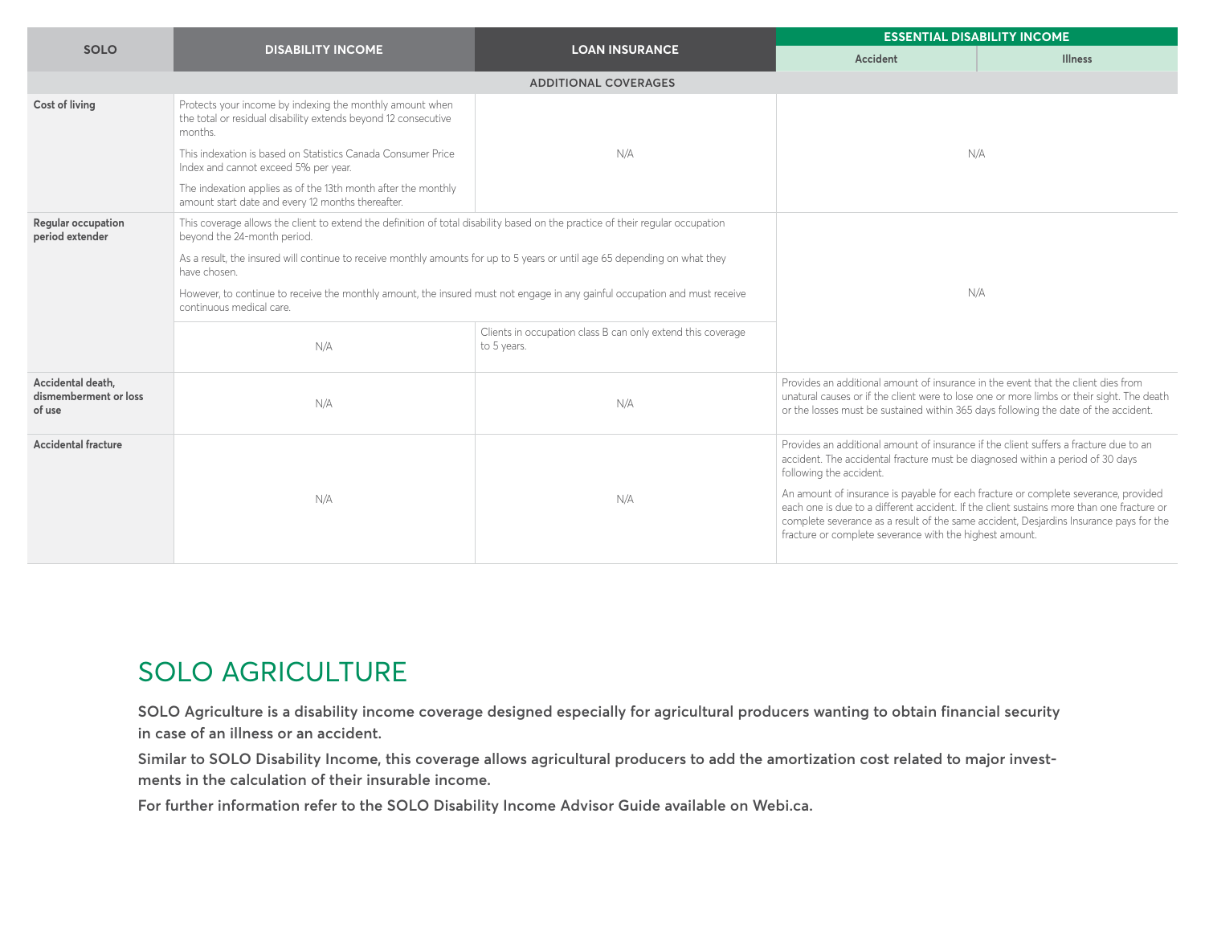| SOLO | DISABILITY INCOME | LOAN INSURANCE | ESSENTIAL DISABILITY INCOME | |
|---|---|---|---|---|
| | | | Accident | Illness |
| ADDITIONAL COVERAGES | | | | |
| **Cost of living** | Protects your income by indexing the monthly amount when the total or residual disability extends beyond 12 consecutive months.<br>This indexation is based on Statistics Canada Consumer Price Index and cannot exceed 5% per year.<br>The indexation applies as of the 13th month after the monthly amount start date and every 12 months thereafter. | N/A | N/A | |
| **Regular occupation period extender** | This coverage allows the client to extend the definition of total disability based on the practice of their regular occupation beyond the 24-month period.<br>As a result, the insured will continue to receive monthly amounts for up to 5 years or until age 65 depending on what they have chosen.<br>However, to continue to receive the monthly amount, the insured must not engage in any gainful occupation and must receive continuous medical care. | | N/A | |
| | N/A | Clients in occupation class B can only extend this coverage to 5 years. | | |
| **Accidental death, dismemberment or loss of use** | N/A | N/A | Provides an additional amount of insurance in the event that the client dies from unatural causes or if the client were to lose one or more limbs or their sight. The death or the losses must be sustained within 365 days following the date of the accident. | |
| **Accidental fracture** | N/A | N/A | Provides an additional amount of insurance if the client suffers a fracture due to an accident. The accidental fracture must be diagnosed within a period of 30 days following the accident.<br>An amount of insurance is payable for each fracture or complete severance, provided each one is due to a different accident. If the client sustains more than one fracture or complete severance as a result of the same accident, Desjardins Insurance pays for the fracture or complete severance with the highest amount. | |

## SOLO AGRICULTURE

**SOLO Agriculture is a disability income coverage designed especially for agricultural producers wanting to obtain financial security in case of an illness or an accident.**

**Similar to SOLO Disability Income, this coverage allows agricultural producers to add the amortization cost related to major investments in the calculation of their insurable income.**

**For further information refer to the SOLO Disability Income Advisor Guide available on Webi.ca.**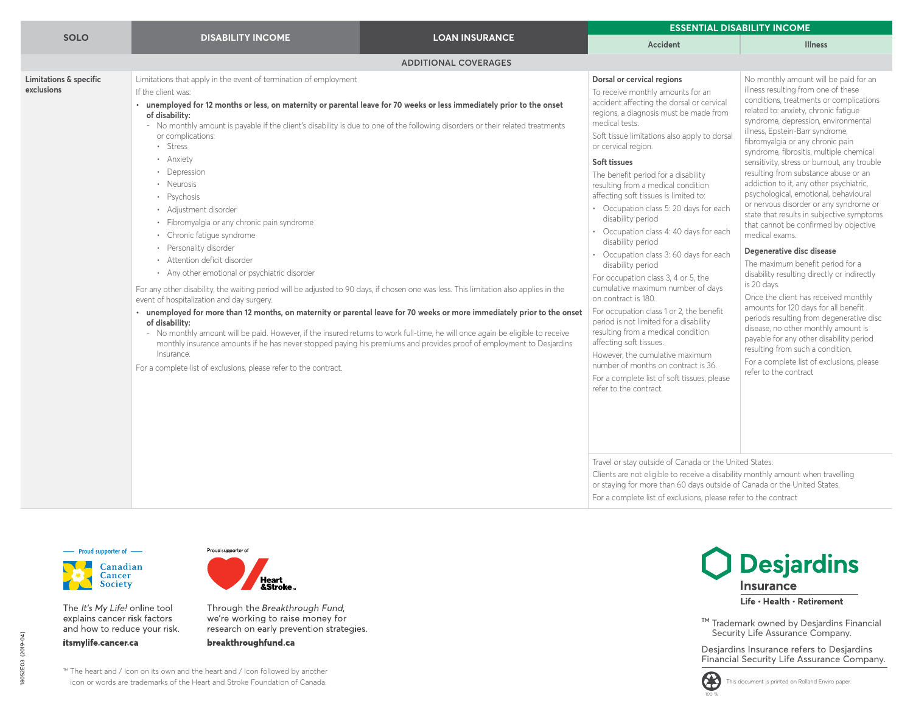| SOLO | DISABILITY INCOME | LOAN INSURANCE | ESSENTIAL DISABILITY INCOME | |
|---|---|---|---|---|
| | | | Accident | Illness |
| ADDITIONAL COVERAGES | | | | |
| Limitations & specific exclusions | Limitations that apply in the event of termination of employment<br>If the client was:<br>• **unemployed for 12 months or less, on maternity or parental leave for 70 weeks or less immediately prior to the onset of disability:**<br>- No monthly amount is payable if the client's disability is due to one of the following disorders or their related treatments or complications:<br>• Stress<br>• Anxiety<br>• Depression<br>• Neurosis<br>• Psychosis<br>• Adjustment disorder<br>• Fibromyalgia or any chronic pain syndrome<br>• Chronic fatigue syndrome<br>• Personality disorder<br>• Attention deficit disorder<br>• Any other emotional or psychiatric disorder<br>For any other disability, the waiting period will be adjusted to 90 days, if chosen one was less. This limitation also applies in the event of hospitalization and day surgery.<br>• **unemployed for more than 12 months, on maternity or parental leave for 70 weeks or more immediately prior to the onset of disability:**<br>- No monthly amount will be paid. However, if the insured returns to work full-time, he will once again be eligible to receive monthly insurance amounts if he has never stopped paying his premiums and provides proof of employment to Desjardins Insurance.<br>For a complete list of exclusions, please refer to the contract. | | **Dorsal or cervical regions**<br>To receive monthly amounts for an accident affecting the dorsal or cervical regions, a diagnosis must be made from medical tests.<br>Soft tissue limitations also apply to dorsal or cervical region.<br>**Soft tissues**<br>The benefit period for a disability resulting from a medical condition affecting soft tissues is limited to:<br>• Occupation class 5: 20 days for each disability period<br>• Occupation class 4: 40 days for each disability period<br>• Occupation class 3: 60 days for each disability period<br>For occupation class 3, 4 or 5, the cumulative maximum number of days on contract is 180.<br>For occupation class 1 or 2, the benefit period is not limited for a disability resulting from a medical condition affecting soft tissues.<br>However, the cumulative maximum number of months on contract is 36.<br>For a complete list of soft tissues, please refer to the contract. | No monthly amount will be paid for an illness resulting from one of these conditions, treatments or complications related to: anxiety, chronic fatigue syndrome, depression, environmental illness, Epstein-Barr syndrome, fibromyalgia or any chronic pain syndrome, fibrositis, multiple chemical sensitivity, stress or burnout, any trouble resulting from substance abuse or an addiction to it, any other psychiatric, psychological, emotional, behavioural or nervous disorder or any syndrome or state that results in subjective symptoms that cannot be confirmed by objective medical exams.<br>**Degenerative disc disease**<br>The maximum benefit period for a disability resulting directly or indirectly is 20 days.<br>Once the client has received monthly amounts for 120 days for all benefit periods resulting from degenerative disc disease, no other monthly amount is payable for any other disability period resulting from such a condition.<br>For a complete list of exclusions, please refer to the contract |
| | | | Travel or stay outside of Canada or the United States:<br>Clients are not eligible to receive a disability monthly amount when travelling or staying for more than 60 days outside of Canada or the United States.<br>For a complete list of exclusions, please refer to the contract | |

Proud supporter of Canadian Cancer Society

The *It's My Life!* online tool explains cancer risk factors and how to reduce your risk.

**itsmylife.cancer.ca**

Proud supporter of Heart & Stroke

Through the *Breakthrough Fund*, we're working to raise money for research on early prevention strategies.

**breakthroughfund.ca**

™ The heart and / Icon on its own and the heart and / Icon followed by another icon or words are trademarks of the Heart and Stroke Foundation of Canada.

Desjardins Insurance

Life • Health • Retirement

™ Trademark owned by Desjardins Financial Security Life Assurance Company.

Desjardins Insurance refers to Desjardins Financial Security Life Assurance Company.

This document is printed on Rolland Enviro paper.

18052E03 (2019-04)